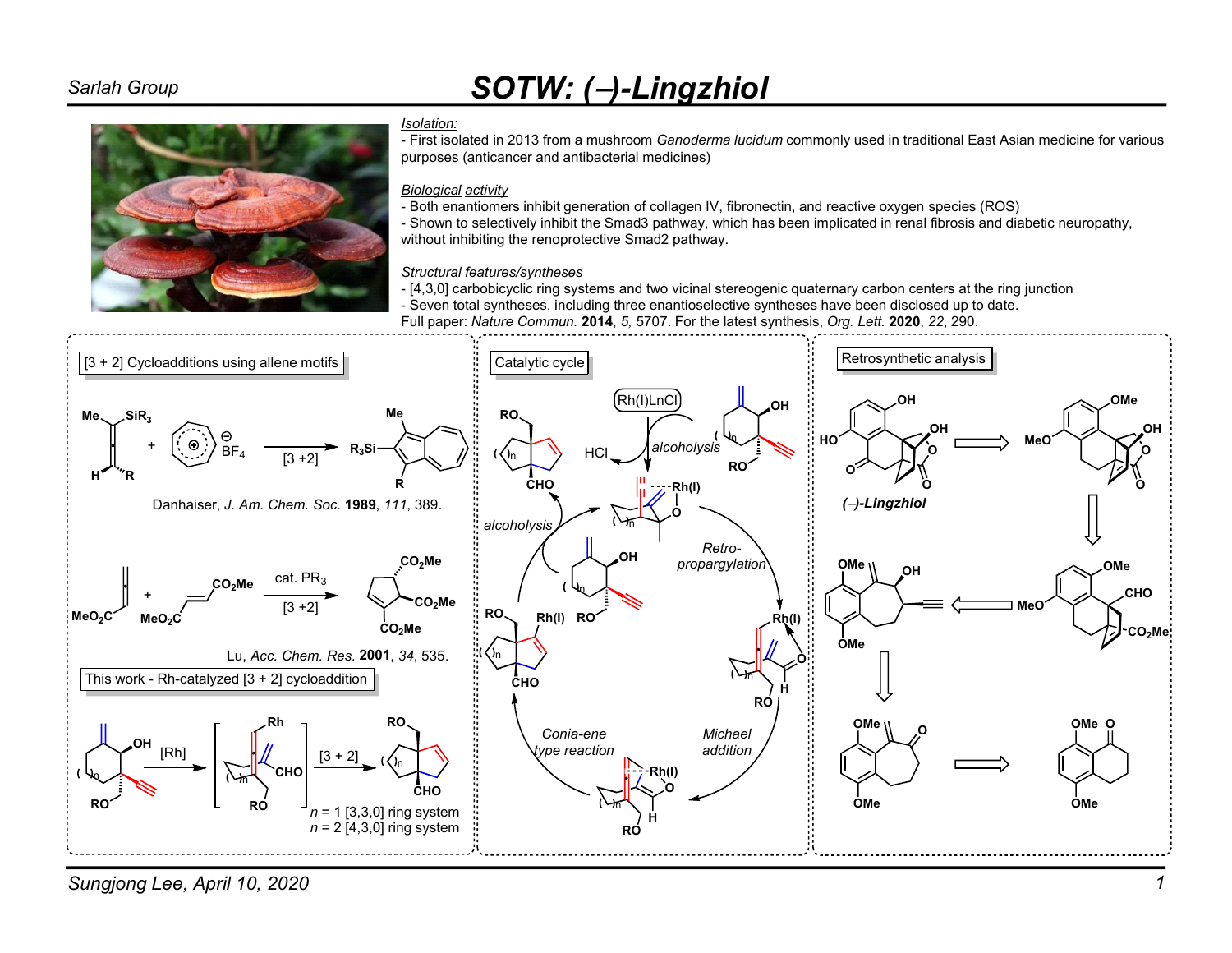# SOTW: (–)-Lingzhiol

Sarlah Group

*Isolation:*
- First isolated in 2013 from a mushroom *Ganoderma lucidum* commonly used in traditional East Asian medicine for various purposes (anticancer and antibacterial medicines)

*Biological activity*
- Both enantiomers inhibit generation of collagen IV, fibronectin, and reactive oxygen species (ROS)
- Shown to selectively inhibit the Smad3 pathway, which has been implicated in renal fibrosis and diabetic neuropathy, without inhibiting the renoprotective Smad2 pathway.

*Structural features/syntheses*
- [4,3,0] carbobicyclic ring systems and two vicinal stereogenic quaternary carbon centers at the ring junction
- Seven total syntheses, including three enantioselective syntheses have been disclosed up to date.

Full paper: *Nature Commun.* **2014**, *5*, 5707. For the latest synthesis, *Org. Lett.* **2020**, *22*, 290.

## [3 + 2] Cycloadditions using allene motifs

Me, $SiR_3$, H, R allene + tropylium $BF_4^-$ → [3 +2] → $R_3Si$-azulene (Me, R)

Danhaiser, *J. Am. Chem. Soc.* **1989**, *111*, 389.

$MeO_2C$-allene + $MeO_2C$-alkene-$CO_2Me$ → cat. $PR_3$, [3 +2] → cyclopentene ($CO_2Me$ ×3)

Lu, *Acc. Chem. Res.* **2001**, *34*, 535.

## This work - Rh-catalyzed [3 + 2] cycloaddition

Substrate (OH, RO) → [Rh] → [Rh-allene intermediate, CHO, RO] → [3 + 2] → bicycle (RO, CHO)

$n$ = 1 [3,3,0] ring system
$n$ = 2 [4,3,0] ring system

## Catalytic cycle

Rh(I)LnCl; alcoholysis; HCl; Retro-propargylation; Michael addition; Conia-ene type reaction; alcoholysis

## Retrosynthetic analysis

(–)-Lingzhiol ⇒ MeO / OMe / OH lactone ⇒ MeO / OMe / CHO / $CO_2Me$ ⇒ OMe / OH / OMe alkyne ⇒ OMe / O / OMe enone ⇒ OMe / O / OMe tetralone

Sungjong Lee, April 10, 2020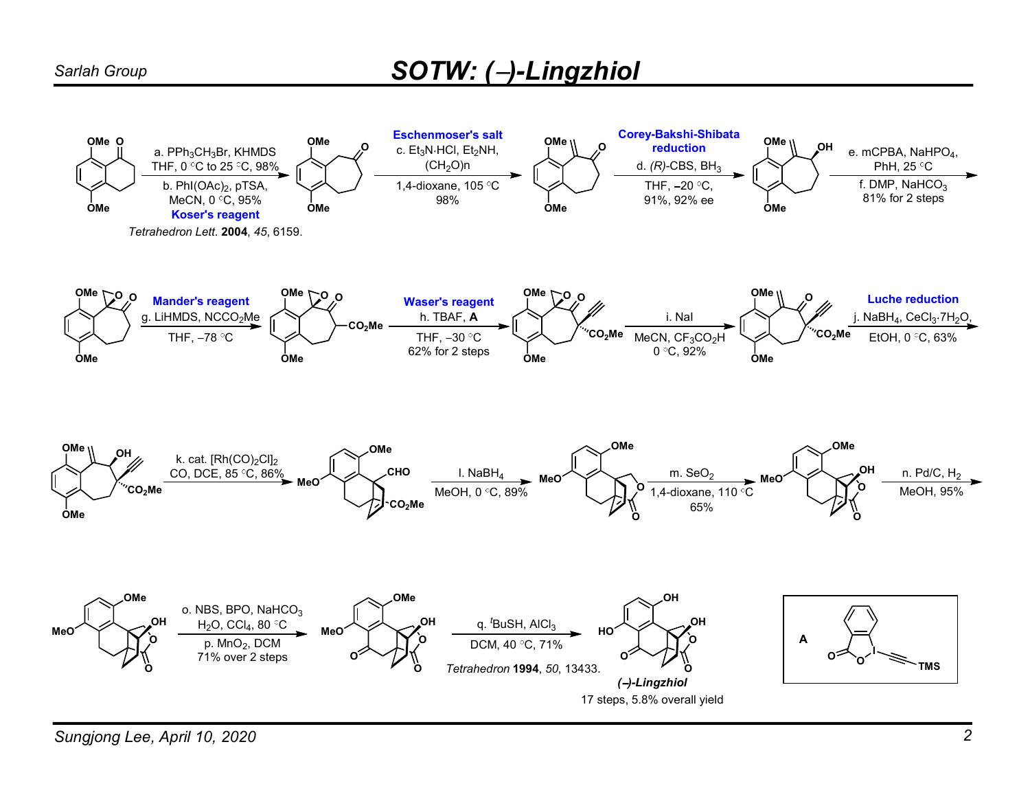# SOTW: (–)-Lingzhiol

a. $PPh_3CH_3Br$, KHMDS, THF, 0 °C to 25 °C, 98%
b. $PhI(OAc)_2$, pTSA, MeCN, 0 °C, 95%
**Koser's reagent**
*Tetrahedron Lett.* **2004**, *45*, 6159.

**Eschenmoser's salt**
c. $Et_3N{\cdot}HCl$, $Et_2NH$, $(CH_2O)n$, 1,4-dioxane, 105 °C, 98%

**Corey-Bakshi-Shibata reduction**
d. *(R)*-CBS, $BH_3$, THF, –20 °C, 91%, 92% ee

e. mCPBA, $NaHPO_4$, PhH, 25 °C
f. DMP, $NaHCO_3$, 81% for 2 steps

**Mander's reagent**
g. LiHMDS, $NCCO_2Me$, THF, –78 °C

**Waser's reagent**
h. TBAF, **A**, THF, –30 °C, 62% for 2 steps

i. NaI, MeCN, $CF_3CO_2H$, 0 °C, 92%

**Luche reduction**
j. $NaBH_4$, $CeCl_3{\cdot}7H_2O$, EtOH, 0 °C, 63%

k. cat. $[Rh(CO)_2Cl]_2$, CO, DCE, 85 °C, 86%

l. $NaBH_4$, MeOH, 0 °C, 89%

m. $SeO_2$, 1,4-dioxane, 110 °C, 65%

n. Pd/C, $H_2$, MeOH, 95%

o. NBS, BPO, $NaHCO_3$, $H_2O$, $CCl_4$, 80 °C
p. $MnO_2$, DCM
71% over 2 steps

q. $^t$BuSH, $AlCl_3$, DCM, 40 °C, 71%
*Tetrahedron* **1994**, *50*, 13433.

***(–)-Lingzhiol***
17 steps, 5.8% overall yield

**A**